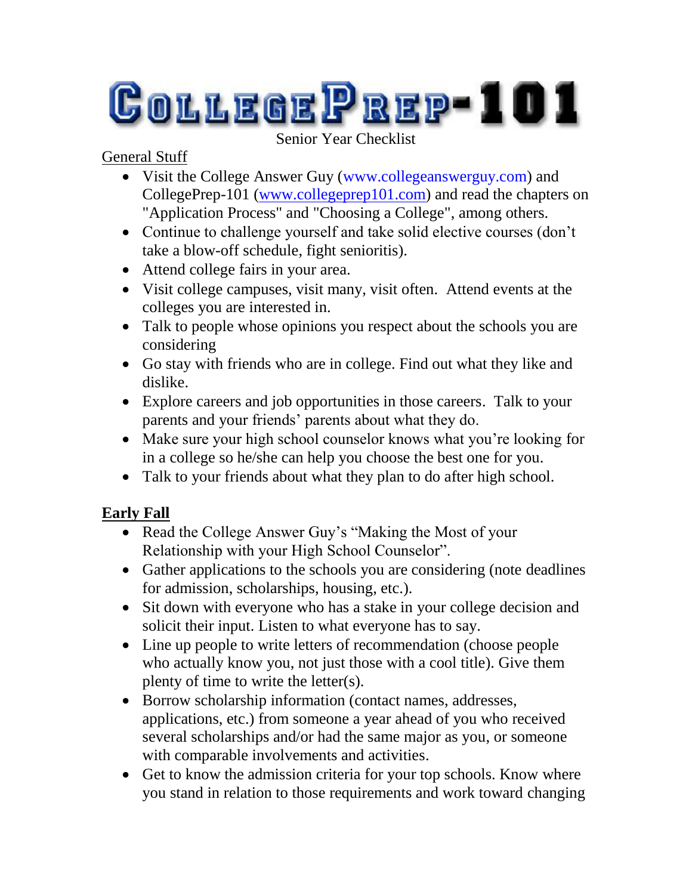# CollegePrep-101

Senior Year Checklist

General Stuff

- Visit the College Answer Guy (www.collegeanswerguy.com) and CollegePrep-101 (www.collegeprep101.com) and read the chapters on "Application Process" and "Choosing a College", among others.
- Continue to challenge yourself and take solid elective courses (don't take a blow-off schedule, fight senioritis).
- Attend college fairs in your area.
- Visit college campuses, visit many, visit often. Attend events at the colleges you are interested in.
- Talk to people whose opinions you respect about the schools you are considering
- Go stay with friends who are in college. Find out what they like and dislike.
- Explore careers and job opportunities in those careers. Talk to your parents and your friends' parents about what they do.
- Make sure your high school counselor knows what you're looking for in a college so he/she can help you choose the best one for you.
- Talk to your friends about what they plan to do after high school.

**Early Fall**

- Read the College Answer Guy's "Making the Most of your Relationship with your High School Counselor".
- Gather applications to the schools you are considering (note deadlines for admission, scholarships, housing, etc.).
- Sit down with everyone who has a stake in your college decision and solicit their input. Listen to what everyone has to say.
- Line up people to write letters of recommendation (choose people who actually know you, not just those with a cool title). Give them plenty of time to write the letter(s).
- Borrow scholarship information (contact names, addresses, applications, etc.) from someone a year ahead of you who received several scholarships and/or had the same major as you, or someone with comparable involvements and activities.
- Get to know the admission criteria for your top schools. Know where you stand in relation to those requirements and work toward changing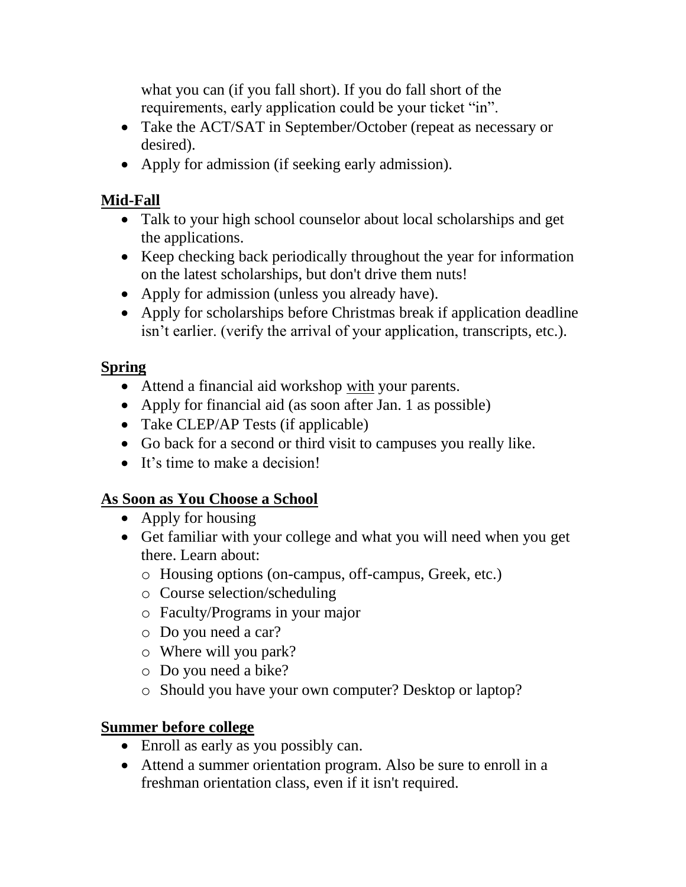what you can (if you fall short). If you do fall short of the requirements, early application could be your ticket "in".

- Take the ACT/SAT in September/October (repeat as necessary or desired).
- Apply for admission (if seeking early admission).

## Mid-Fall

- Talk to your high school counselor about local scholarships and get the applications.
- Keep checking back periodically throughout the year for information on the latest scholarships, but don't drive them nuts!
- Apply for admission (unless you already have).
- Apply for scholarships before Christmas break if application deadline isn't earlier. (verify the arrival of your application, transcripts, etc.).

## Spring

- Attend a financial aid workshop with your parents.
- Apply for financial aid (as soon after Jan. 1 as possible)
- Take CLEP/AP Tests (if applicable)
- Go back for a second or third visit to campuses you really like.
- It's time to make a decision!

## As Soon as You Choose a School

- Apply for housing
- Get familiar with your college and what you will need when you get there. Learn about:
  - Housing options (on-campus, off-campus, Greek, etc.)
  - Course selection/scheduling
  - Faculty/Programs in your major
  - Do you need a car?
  - Where will you park?
  - Do you need a bike?
  - Should you have your own computer? Desktop or laptop?

## Summer before college

- Enroll as early as you possibly can.
- Attend a summer orientation program. Also be sure to enroll in a freshman orientation class, even if it isn't required.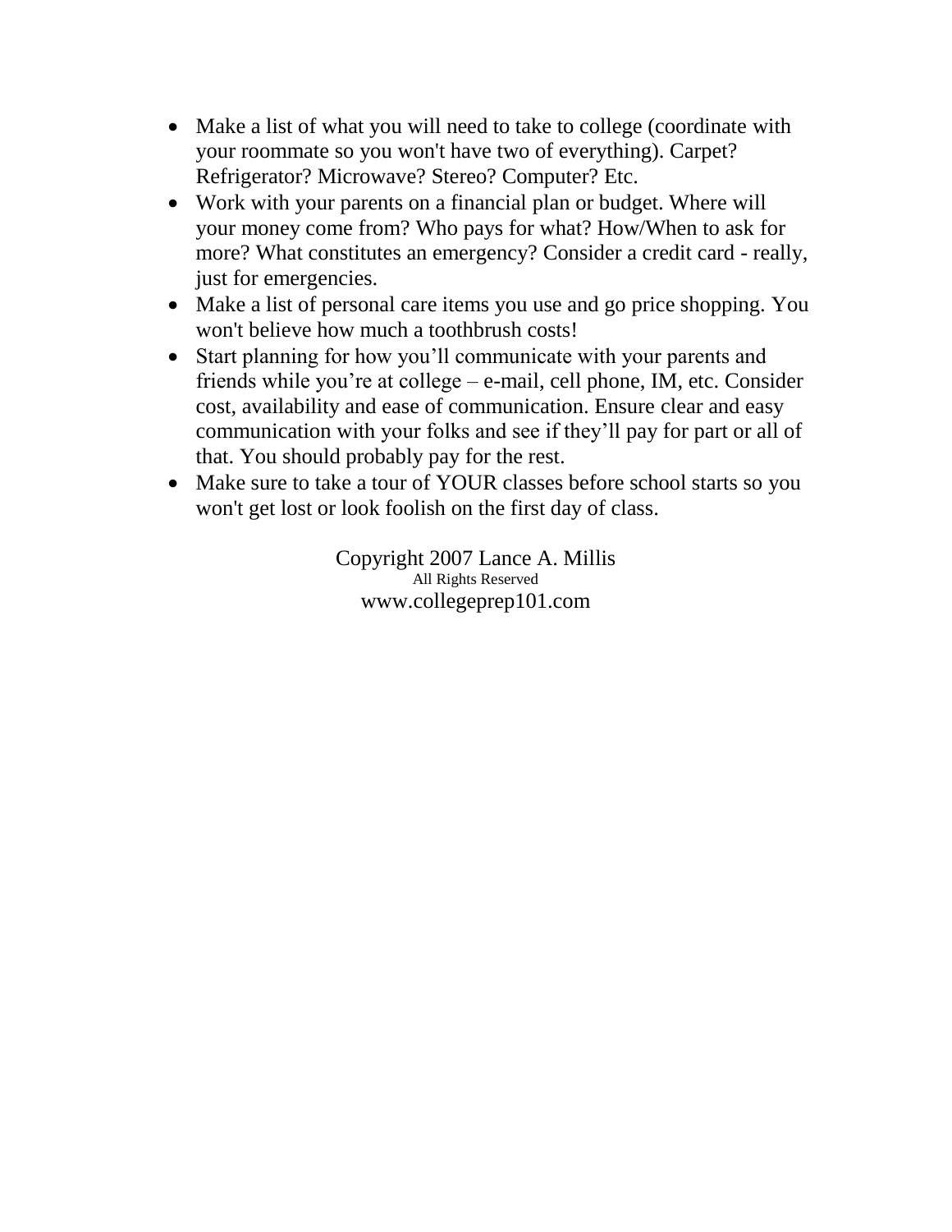- Make a list of what you will need to take to college (coordinate with your roommate so you won't have two of everything). Carpet? Refrigerator? Microwave? Stereo? Computer? Etc.
- Work with your parents on a financial plan or budget. Where will your money come from? Who pays for what? How/When to ask for more? What constitutes an emergency? Consider a credit card - really, just for emergencies.
- Make a list of personal care items you use and go price shopping. You won't believe how much a toothbrush costs!
- Start planning for how you'll communicate with your parents and friends while you're at college – e-mail, cell phone, IM, etc. Consider cost, availability and ease of communication. Ensure clear and easy communication with your folks and see if they'll pay for part or all of that. You should probably pay for the rest.
- Make sure to take a tour of YOUR classes before school starts so you won't get lost or look foolish on the first day of class.

Copyright 2007 Lance A. Millis
All Rights Reserved
www.collegeprep101.com